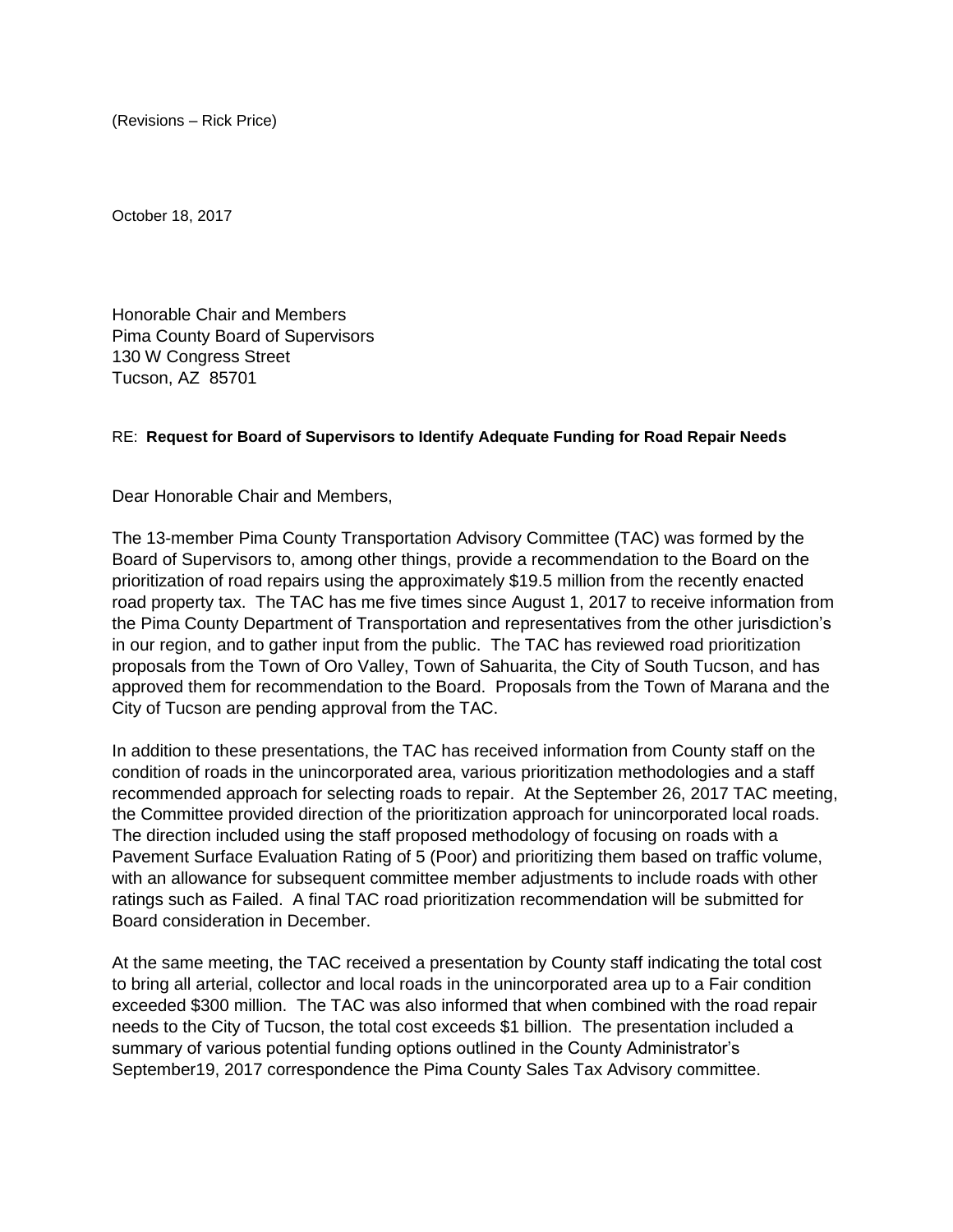(Revisions – Rick Price)

October 18, 2017

Honorable Chair and Members
Pima County Board of Supervisors
130 W Congress Street
Tucson, AZ 85701

RE: **Request for Board of Supervisors to Identify Adequate Funding for Road Repair Needs**

Dear Honorable Chair and Members,

The 13-member Pima County Transportation Advisory Committee (TAC) was formed by the Board of Supervisors to, among other things, provide a recommendation to the Board on the prioritization of road repairs using the approximately $19.5 million from the recently enacted road property tax. The TAC has me five times since August 1, 2017 to receive information from the Pima County Department of Transportation and representatives from the other jurisdiction's in our region, and to gather input from the public. The TAC has reviewed road prioritization proposals from the Town of Oro Valley, Town of Sahuarita, the City of South Tucson, and has approved them for recommendation to the Board. Proposals from the Town of Marana and the City of Tucson are pending approval from the TAC.

In addition to these presentations, the TAC has received information from County staff on the condition of roads in the unincorporated area, various prioritization methodologies and a staff recommended approach for selecting roads to repair. At the September 26, 2017 TAC meeting, the Committee provided direction of the prioritization approach for unincorporated local roads. The direction included using the staff proposed methodology of focusing on roads with a Pavement Surface Evaluation Rating of 5 (Poor) and prioritizing them based on traffic volume, with an allowance for subsequent committee member adjustments to include roads with other ratings such as Failed. A final TAC road prioritization recommendation will be submitted for Board consideration in December.

At the same meeting, the TAC received a presentation by County staff indicating the total cost to bring all arterial, collector and local roads in the unincorporated area up to a Fair condition exceeded $300 million. The TAC was also informed that when combined with the road repair needs to the City of Tucson, the total cost exceeds $1 billion. The presentation included a summary of various potential funding options outlined in the County Administrator's September19, 2017 correspondence the Pima County Sales Tax Advisory committee.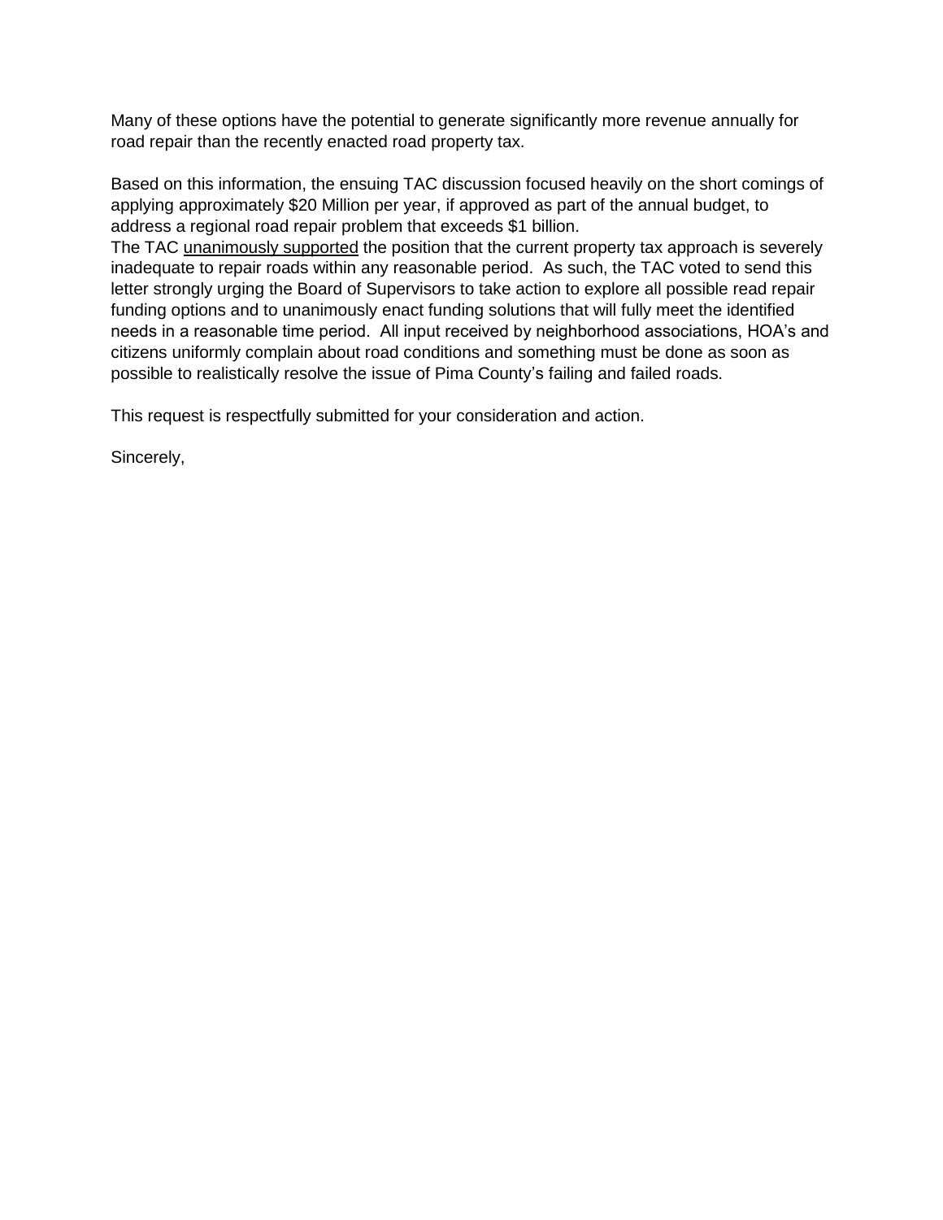Many of these options have the potential to generate significantly more revenue annually for road repair than the recently enacted road property tax.

Based on this information, the ensuing TAC discussion focused heavily on the short comings of applying approximately $20 Million per year, if approved as part of the annual budget, to address a regional road repair problem that exceeds $1 billion.
The TAC <u>unanimously supported</u> the position that the current property tax approach is severely inadequate to repair roads within any reasonable period. As such, the TAC voted to send this letter strongly urging the Board of Supervisors to take action to explore all possible read repair funding options and to unanimously enact funding solutions that will fully meet the identified needs in a reasonable time period. All input received by neighborhood associations, HOA's and citizens uniformly complain about road conditions and something must be done as soon as possible to realistically resolve the issue of Pima County's failing and failed roads.

This request is respectfully submitted for your consideration and action.

Sincerely,